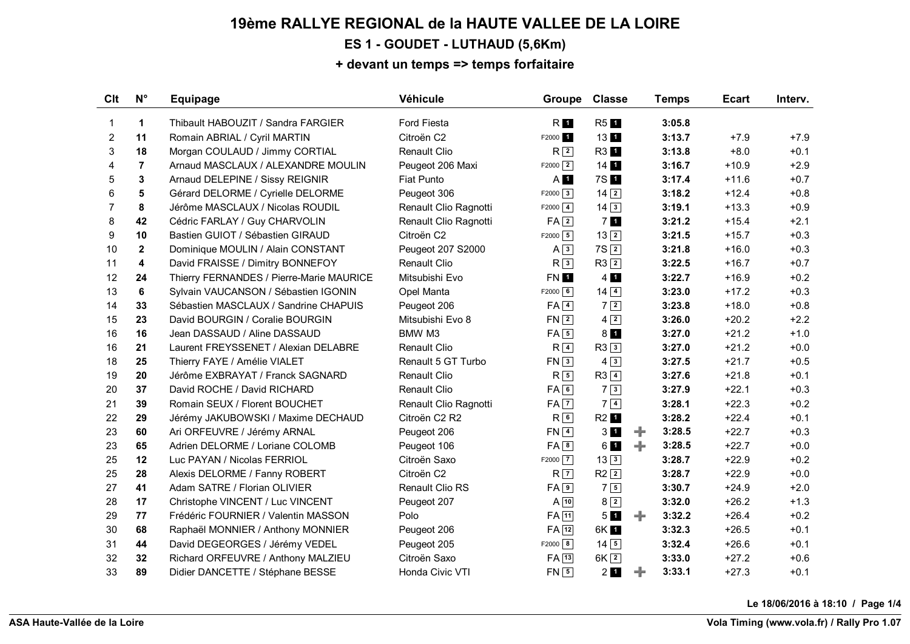# 19ème RALLYE REGIONAL de la HAUTE VALLEE DE LA LOIRE

## ES 1 - GOUDET - LUTHAUD (5,6Km)

### + devant un temps => temps forfaitaire

| Clt | N° | Equipage | Véhicule | Groupe | Classe | | Temps | Ecart | Interv. |
|---|---|---|---|---|---|---|---|---|---|
| 1 | 1 | Thibault HABOUZIT / Sandra FARGIER | Ford Fiesta | R 1 | R5 1 | | 3:05.8 | | |
| 2 | 11 | Romain ABRIAL / Cyril MARTIN | Citroën C2 | F2000 1 | 13 1 | | 3:13.7 | +7.9 | +7.9 |
| 3 | 18 | Morgan COULAUD / Jimmy CORTIAL | Renault Clio | R 2 | R3 1 | | 3:13.8 | +8.0 | +0.1 |
| 4 | 7 | Arnaud MASCLAUX / ALEXANDRE MOULIN | Peugeot 206 Maxi | F2000 2 | 14 1 | | 3:16.7 | +10.9 | +2.9 |
| 5 | 3 | Arnaud DELEPINE / Sissy REIGNIR | Fiat Punto | A 1 | 7S 1 | | 3:17.4 | +11.6 | +0.7 |
| 6 | 5 | Gérard DELORME / Cyrielle DELORME | Peugeot 306 | F2000 3 | 14 2 | | 3:18.2 | +12.4 | +0.8 |
| 7 | 8 | Jérôme MASCLAUX / Nicolas ROUDIL | Renault Clio Ragnotti | F2000 4 | 14 3 | | 3:19.1 | +13.3 | +0.9 |
| 8 | 42 | Cédric FARLAY / Guy CHARVOLIN | Renault Clio Ragnotti | FA 2 | 7 1 | | 3:21.2 | +15.4 | +2.1 |
| 9 | 10 | Bastien GUIOT / Sébastien GIRAUD | Citroën C2 | F2000 5 | 13 2 | | 3:21.5 | +15.7 | +0.3 |
| 10 | 2 | Dominique MOULIN / Alain CONSTANT | Peugeot 207 S2000 | A 3 | 7S 2 | | 3:21.8 | +16.0 | +0.3 |
| 11 | 4 | David FRAISSE / Dimitry BONNEFOY | Renault Clio | R 3 | R3 2 | | 3:22.5 | +16.7 | +0.7 |
| 12 | 24 | Thierry FERNANDES / Pierre-Marie MAURICE | Mitsubishi Evo | FN 1 | 4 1 | | 3:22.7 | +16.9 | +0.2 |
| 13 | 6 | Sylvain VAUCANSON / Sébastien IGONIN | Opel Manta | F2000 6 | 14 4 | | 3:23.0 | +17.2 | +0.3 |
| 14 | 33 | Sébastien MASCLAUX / Sandrine CHAPUIS | Peugeot 206 | FA 4 | 7 2 | | 3:23.8 | +18.0 | +0.8 |
| 15 | 23 | David BOURGIN / Coralie BOURGIN | Mitsubishi Evo 8 | FN 2 | 4 2 | | 3:26.0 | +20.2 | +2.2 |
| 16 | 16 | Jean DASSAUD / Aline DASSAUD | BMW M3 | FA 5 | 8 1 | | 3:27.0 | +21.2 | +1.0 |
| 16 | 21 | Laurent FREYSSENET / Alexian DELABRE | Renault Clio | R 4 | R3 3 | | 3:27.0 | +21.2 | +0.0 |
| 18 | 25 | Thierry FAYE / Amélie VIALET | Renault 5 GT Turbo | FN 3 | 4 3 | | 3:27.5 | +21.7 | +0.5 |
| 19 | 20 | Jérôme EXBRAYAT / Franck SAGNARD | Renault Clio | R 5 | R3 4 | | 3:27.6 | +21.8 | +0.1 |
| 20 | 37 | David ROCHE / David RICHARD | Renault Clio | FA 6 | 7 3 | | 3:27.9 | +22.1 | +0.3 |
| 21 | 39 | Romain SEUX / Florent BOUCHET | Renault Clio Ragnotti | FA 7 | 7 4 | | 3:28.1 | +22.3 | +0.2 |
| 22 | 29 | Jérémy JAKUBOWSKI / Maxime DECHAUD | Citroën C2 R2 | R 6 | R2 1 | | 3:28.2 | +22.4 | +0.1 |
| 23 | 60 | Ari ORFEUVRE / Jérémy ARNAL | Peugeot 206 | FN 4 | 3 1 | + | 3:28.5 | +22.7 | +0.3 |
| 23 | 65 | Adrien DELORME / Loriane COLOMB | Peugeot 106 | FA 8 | 6 1 | + | 3:28.5 | +22.7 | +0.0 |
| 25 | 12 | Luc PAYAN / Nicolas FERRIOL | Citroën Saxo | F2000 7 | 13 3 | | 3:28.7 | +22.9 | +0.2 |
| 25 | 28 | Alexis DELORME / Fanny ROBERT | Citroën C2 | R 7 | R2 2 | | 3:28.7 | +22.9 | +0.0 |
| 27 | 41 | Adam SATRE / Florian OLIVIER | Renault Clio RS | FA 9 | 7 5 | | 3:30.7 | +24.9 | +2.0 |
| 28 | 17 | Christophe VINCENT / Luc VINCENT | Peugeot 207 | A 10 | 8 2 | | 3:32.0 | +26.2 | +1.3 |
| 29 | 77 | Frédéric FOURNIER / Valentin MASSON | Polo | FA 11 | 5 1 | + | 3:32.2 | +26.4 | +0.2 |
| 30 | 68 | Raphaël MONNIER / Anthony MONNIER | Peugeot 206 | FA 12 | 6K 1 | | 3:32.3 | +26.5 | +0.1 |
| 31 | 44 | David DEGEORGES / Jérémy VEDEL | Peugeot 205 | F2000 8 | 14 5 | | 3:32.4 | +26.6 | +0.1 |
| 32 | 32 | Richard ORFEUVRE / Anthony MALZIEU | Citroën Saxo | FA 13 | 6K 2 | | 3:33.0 | +27.2 | +0.6 |
| 33 | 89 | Didier DANCETTE / Stéphane BESSE | Honda Civic VTI | FN 5 | 2 1 | + | 3:33.1 | +27.3 | +0.1 |

Le 18/06/2016 à 18:10

ASA Haute-Vallée de la Loire

Vola Timing (www.vola.fr) / Rally Pro 1.07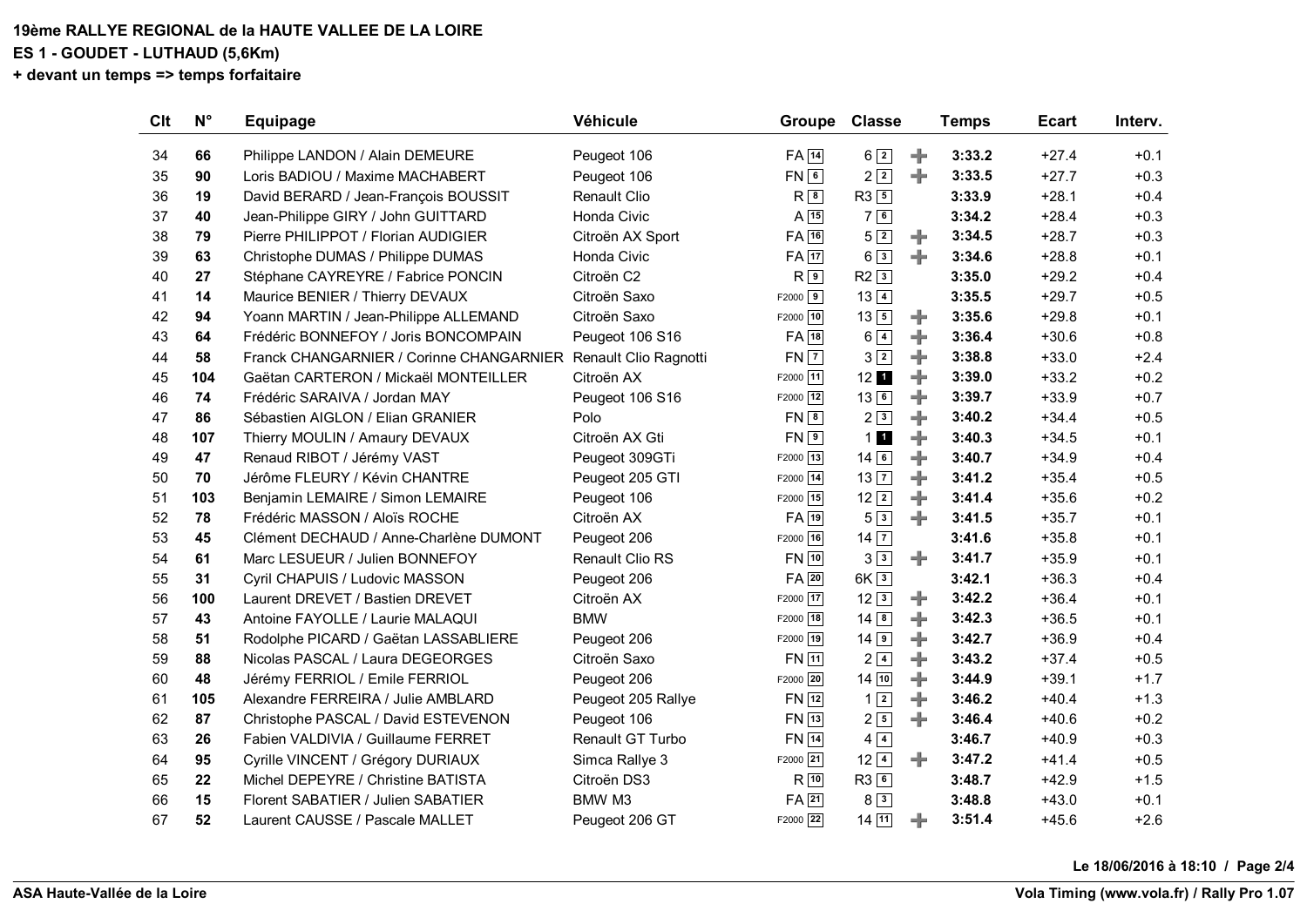**19ème RALLYE REGIONAL de la HAUTE VALLEE DE LA LOIRE**
**ES 1 - GOUDET - LUTHAUD (5,6Km)**
**+ devant un temps => temps forfaitaire**

| Clt | N° | Equipage | Véhicule | Groupe | Classe | | Temps | Ecart | Interv. |
|---|---|---|---|---|---|---|---|---|---|
| 34 | **66** | Philippe LANDON / Alain DEMEURE | Peugeot 106 | FA 14 | 6 2 | + | **3:33.2** | +27.4 | +0.1 |
| 35 | **90** | Loris BADIOU / Maxime MACHABERT | Peugeot 106 | FN 6 | 2 2 | + | **3:33.5** | +27.7 | +0.3 |
| 36 | **19** | David BERARD / Jean-François BOUSSIT | Renault Clio | R 8 | R3 5 | | **3:33.9** | +28.1 | +0.4 |
| 37 | **40** | Jean-Philippe GIRY / John GUITTARD | Honda Civic | A 15 | 7 6 | | **3:34.2** | +28.4 | +0.3 |
| 38 | **79** | Pierre PHILIPPOT / Florian AUDIGIER | Citroën AX Sport | FA 16 | 5 2 | + | **3:34.5** | +28.7 | +0.3 |
| 39 | **63** | Christophe DUMAS / Philippe DUMAS | Honda Civic | FA 17 | 6 3 | + | **3:34.6** | +28.8 | +0.1 |
| 40 | **27** | Stéphane CAYREYRE / Fabrice PONCIN | Citroën C2 | R 9 | R2 3 | | **3:35.0** | +29.2 | +0.4 |
| 41 | **14** | Maurice BENIER / Thierry DEVAUX | Citroën Saxo | F2000 9 | 13 4 | | **3:35.5** | +29.7 | +0.5 |
| 42 | **94** | Yoann MARTIN / Jean-Philippe ALLEMAND | Citroën Saxo | F2000 10 | 13 5 | + | **3:35.6** | +29.8 | +0.1 |
| 43 | **64** | Frédéric BONNEFOY / Joris BONCOMPAIN | Peugeot 106 S16 | FA 18 | 6 4 | + | **3:36.4** | +30.6 | +0.8 |
| 44 | **58** | Franck CHANGARNIER / Corinne CHANGARNIER | Renault Clio Ragnotti | FN 7 | 3 2 | + | **3:38.8** | +33.0 | +2.4 |
| 45 | **104** | Gaëtan CARTERON / Mickaël MONTEILLER | Citroën AX | F2000 11 | 12 1 | + | **3:39.0** | +33.2 | +0.2 |
| 46 | **74** | Frédéric SARAIVA / Jordan MAY | Peugeot 106 S16 | F2000 12 | 13 6 | + | **3:39.7** | +33.9 | +0.7 |
| 47 | **86** | Sébastien AIGLON / Elian GRANIER | Polo | FN 8 | 2 3 | + | **3:40.2** | +34.4 | +0.5 |
| 48 | **107** | Thierry MOULIN / Amaury DEVAUX | Citroën AX Gti | FN 9 | 1 1 | + | **3:40.3** | +34.5 | +0.1 |
| 49 | **47** | Renaud RIBOT / Jérémy VAST | Peugeot 309GTi | F2000 13 | 14 6 | + | **3:40.7** | +34.9 | +0.4 |
| 50 | **70** | Jérôme FLEURY / Kévin CHANTRE | Peugeot 205 GTI | F2000 14 | 13 7 | + | **3:41.2** | +35.4 | +0.5 |
| 51 | **103** | Benjamin LEMAIRE / Simon LEMAIRE | Peugeot 106 | F2000 15 | 12 2 | + | **3:41.4** | +35.6 | +0.2 |
| 52 | **78** | Frédéric MASSON / Aloïs ROCHE | Citroën AX | FA 19 | 5 3 | + | **3:41.5** | +35.7 | +0.1 |
| 53 | **45** | Clément DECHAUD / Anne-Charlène DUMONT | Peugeot 206 | F2000 16 | 14 7 | | **3:41.6** | +35.8 | +0.1 |
| 54 | **61** | Marc LESUEUR / Julien BONNEFOY | Renault Clio RS | FN 10 | 3 3 | + | **3:41.7** | +35.9 | +0.1 |
| 55 | **31** | Cyril CHAPUIS / Ludovic MASSON | Peugeot 206 | FA 20 | 6K 3 | | **3:42.1** | +36.3 | +0.4 |
| 56 | **100** | Laurent DREVET / Bastien DREVET | Citroën AX | F2000 17 | 12 3 | + | **3:42.2** | +36.4 | +0.1 |
| 57 | **43** | Antoine FAYOLLE / Laurie MALAQUI | BMW | F2000 18 | 14 8 | + | **3:42.3** | +36.5 | +0.1 |
| 58 | **51** | Rodolphe PICARD / Gaëtan LASSABLIERE | Peugeot 206 | F2000 19 | 14 9 | + | **3:42.7** | +36.9 | +0.4 |
| 59 | **88** | Nicolas PASCAL / Laura DEGEORGES | Citroën Saxo | FN 11 | 2 4 | + | **3:43.2** | +37.4 | +0.5 |
| 60 | **48** | Jérémy FERRIOL / Emile FERRIOL | Peugeot 206 | F2000 20 | 14 10 | + | **3:44.9** | +39.1 | +1.7 |
| 61 | **105** | Alexandre FERREIRA / Julie AMBLARD | Peugeot 205 Rallye | FN 12 | 1 2 | + | **3:46.2** | +40.4 | +1.3 |
| 62 | **87** | Christophe PASCAL / David ESTEVENON | Peugeot 106 | FN 13 | 2 5 | + | **3:46.4** | +40.6 | +0.2 |
| 63 | **26** | Fabien VALDIVIA / Guillaume FERRET | Renault GT Turbo | FN 14 | 4 4 | | **3:46.7** | +40.9 | +0.3 |
| 64 | **95** | Cyrille VINCENT / Grégory DURIAUX | Simca Rallye 3 | F2000 21 | 12 4 | + | **3:47.2** | +41.4 | +0.5 |
| 65 | **22** | Michel DEPEYRE / Christine BATISTA | Citroën DS3 | R 10 | R3 6 | | **3:48.7** | +42.9 | +1.5 |
| 66 | **15** | Florent SABATIER / Julien SABATIER | BMW M3 | FA 21 | 8 3 | | **3:48.8** | +43.0 | +0.1 |
| 67 | **52** | Laurent CAUSSE / Pascale MALLET | Peugeot 206 GT | F2000 22 | 14 11 | + | **3:51.4** | +45.6 | +2.6 |

**Le 18/06/2016 à 18:10**

**ASA Haute-Vallée de la Loire**

**Vola Timing (www.vola.fr) / Rally Pro 1.07**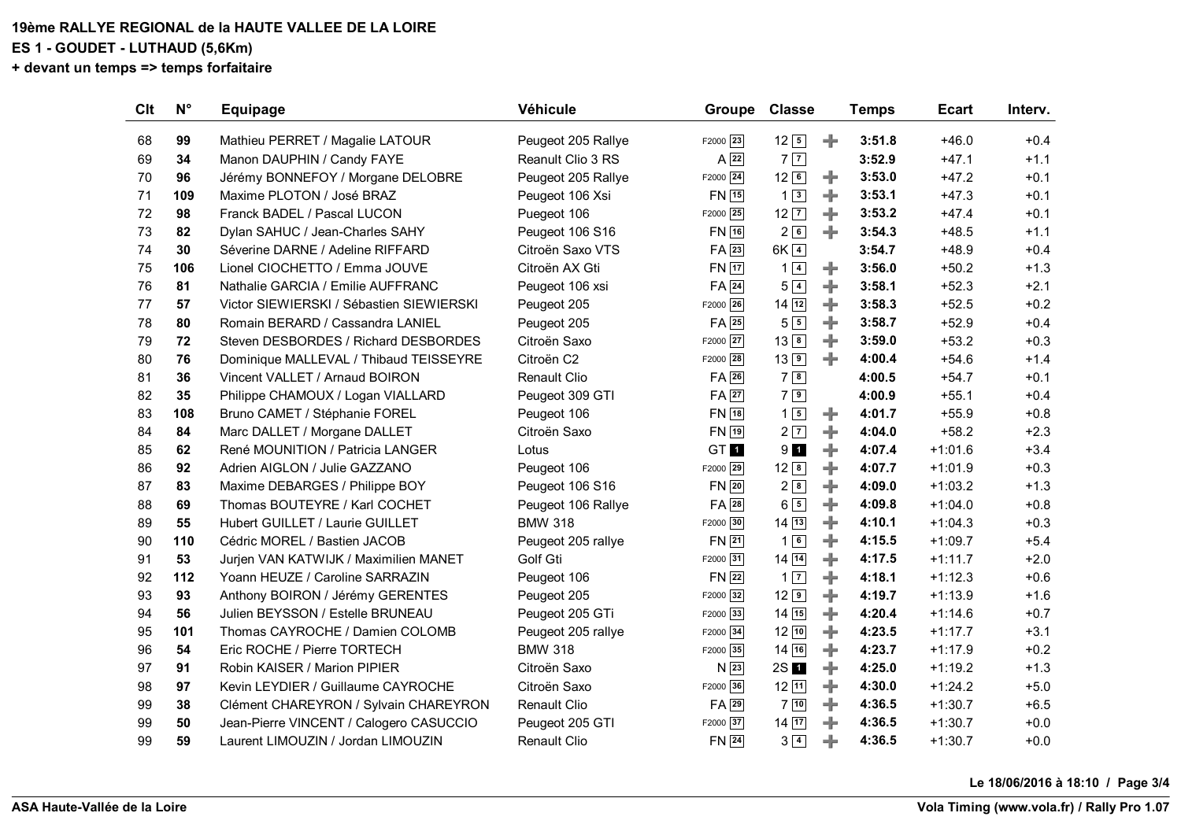**19ème RALLYE REGIONAL de la HAUTE VALLEE DE LA LOIRE**

**ES 1 - GOUDET - LUTHAUD (5,6Km)**

**+ devant un temps => temps forfaitaire**

| Clt | N° | Equipage | Véhicule | Groupe | Classe | | Temps | Ecart | Interv. |
|---|---|---|---|---|---|---|---|---|---|
| 68 | **99** | Mathieu PERRET / Magalie LATOUR | Peugeot 205 Rallye | F2000 23 | 12 5 | + | **3:51.8** | +46.0 | +0.4 |
| 69 | **34** | Manon DAUPHIN / Candy FAYE | Reanult Clio 3 RS | A 22 | 7 7 | | **3:52.9** | +47.1 | +1.1 |
| 70 | **96** | Jérémy BONNEFOY / Morgane DELOBRE | Peugeot 205 Rallye | F2000 24 | 12 6 | + | **3:53.0** | +47.2 | +0.1 |
| 71 | **109** | Maxime PLOTON / José BRAZ | Peugeot 106 Xsi | FN 15 | 1 3 | + | **3:53.1** | +47.3 | +0.1 |
| 72 | **98** | Franck BADEL / Pascal LUCON | Puegeot 106 | F2000 25 | 12 7 | + | **3:53.2** | +47.4 | +0.1 |
| 73 | **82** | Dylan SAHUC / Jean-Charles SAHY | Peugeot 106 S16 | FN 16 | 2 6 | + | **3:54.3** | +48.5 | +1.1 |
| 74 | **30** | Séverine DARNE / Adeline RIFFARD | Citroën Saxo VTS | FA 23 | 6K 4 | | **3:54.7** | +48.9 | +0.4 |
| 75 | **106** | Lionel CIOCHETTO / Emma JOUVE | Citroën AX Gti | FN 17 | 1 4 | + | **3:56.0** | +50.2 | +1.3 |
| 76 | **81** | Nathalie GARCIA / Emilie AUFFRANC | Peugeot 106 xsi | FA 24 | 5 4 | + | **3:58.1** | +52.3 | +2.1 |
| 77 | **57** | Victor SIEWIERSKI / Sébastien SIEWIERSKI | Peugeot 205 | F2000 26 | 14 12 | + | **3:58.3** | +52.5 | +0.2 |
| 78 | **80** | Romain BERARD / Cassandra LANIEL | Peugeot 205 | FA 25 | 5 5 | + | **3:58.7** | +52.9 | +0.4 |
| 79 | **72** | Steven DESBORDES / Richard DESBORDES | Citroën Saxo | F2000 27 | 13 8 | + | **3:59.0** | +53.2 | +0.3 |
| 80 | **76** | Dominique MALLEVAL / Thibaud TEISSEYRE | Citroën C2 | F2000 28 | 13 9 | + | **4:00.4** | +54.6 | +1.4 |
| 81 | **36** | Vincent VALLET / Arnaud BOIRON | Renault Clio | FA 26 | 7 8 | | **4:00.5** | +54.7 | +0.1 |
| 82 | **35** | Philippe CHAMOUX / Logan VIALLARD | Peugeot 309 GTI | FA 27 | 7 9 | | **4:00.9** | +55.1 | +0.4 |
| 83 | **108** | Bruno CAMET / Stéphanie FOREL | Peugeot 106 | FN 18 | 1 5 | + | **4:01.7** | +55.9 | +0.8 |
| 84 | **84** | Marc DALLET / Morgane DALLET | Citroën Saxo | FN 19 | 2 7 | + | **4:04.0** | +58.2 | +2.3 |
| 85 | **62** | René MOUNITION / Patricia LANGER | Lotus | GT 1 | 9 1 | + | **4:07.4** | +1:01.6 | +3.4 |
| 86 | **92** | Adrien AIGLON / Julie GAZZANO | Peugeot 106 | F2000 29 | 12 8 | + | **4:07.7** | +1:01.9 | +0.3 |
| 87 | **83** | Maxime DEBARGES / Philippe BOY | Peugeot 106 S16 | FN 20 | 2 8 | + | **4:09.0** | +1:03.2 | +1.3 |
| 88 | **69** | Thomas BOUTEYRE / Karl COCHET | Peugeot 106 Rallye | FA 28 | 6 5 | + | **4:09.8** | +1:04.0 | +0.8 |
| 89 | **55** | Hubert GUILLET / Laurie GUILLET | BMW 318 | F2000 30 | 14 13 | + | **4:10.1** | +1:04.3 | +0.3 |
| 90 | **110** | Cédric MOREL / Bastien JACOB | Peugeot 205 rallye | FN 21 | 1 6 | + | **4:15.5** | +1:09.7 | +5.4 |
| 91 | **53** | Jurjen VAN KATWIJK / Maximilien MANET | Golf Gti | F2000 31 | 14 14 | + | **4:17.5** | +1:11.7 | +2.0 |
| 92 | **112** | Yoann HEUZE / Caroline SARRAZIN | Peugeot 106 | FN 22 | 1 7 | + | **4:18.1** | +1:12.3 | +0.6 |
| 93 | **93** | Anthony BOIRON / Jérémy GERENTES | Peugeot 205 | F2000 32 | 12 9 | + | **4:19.7** | +1:13.9 | +1.6 |
| 94 | **56** | Julien BEYSSON / Estelle BRUNEAU | Peugeot 205 GTi | F2000 33 | 14 15 | + | **4:20.4** | +1:14.6 | +0.7 |
| 95 | **101** | Thomas CAYROCHE / Damien COLOMB | Peugeot 205 rallye | F2000 34 | 12 10 | + | **4:23.5** | +1:17.7 | +3.1 |
| 96 | **54** | Eric ROCHE / Pierre TORTECH | BMW 318 | F2000 35 | 14 16 | + | **4:23.7** | +1:17.9 | +0.2 |
| 97 | **91** | Robin KAISER / Marion PIPIER | Citroën Saxo | N 23 | 2S 1 | + | **4:25.0** | +1:19.2 | +1.3 |
| 98 | **97** | Kevin LEYDIER / Guillaume CAYROCHE | Citroën Saxo | F2000 36 | 12 11 | + | **4:30.0** | +1:24.2 | +5.0 |
| 99 | **38** | Clément CHAREYRON / Sylvain CHAREYRON | Renault Clio | FA 29 | 7 10 | + | **4:36.5** | +1:30.7 | +6.5 |
| 99 | **50** | Jean-Pierre VINCENT / Calogero CASUCCIO | Peugeot 205 GTI | F2000 37 | 14 17 | + | **4:36.5** | +1:30.7 | +0.0 |
| 99 | **59** | Laurent LIMOUZIN / Jordan LIMOUZIN | Renault Clio | FN 24 | 3 4 | + | **4:36.5** | +1:30.7 | +0.0 |

**Le 18/06/2016 à 18:10**

**ASA Haute-Vallée de la Loire**

**Vola Timing (www.vola.fr) / Rally Pro 1.07**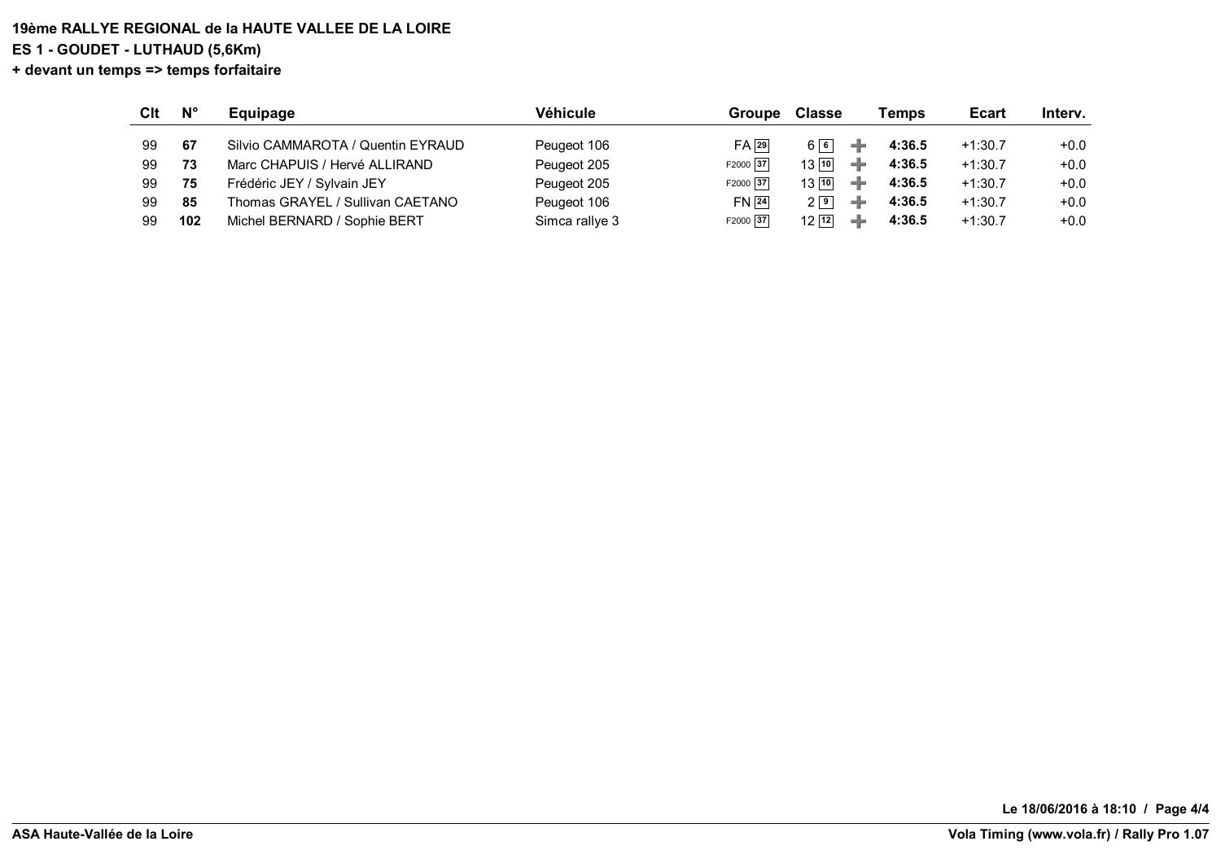**19ème RALLYE REGIONAL de la HAUTE VALLEE DE LA LOIRE**
**ES 1 - GOUDET - LUTHAUD (5,6Km)**
**+ devant un temps => temps forfaitaire**

| Clt | N° | Equipage | Véhicule | Groupe | Classe | | Temps | Ecart | Interv. |
|---|---|---|---|---|---|---|---|---|---|
| 99 | **67** | Silvio CAMMAROTA / Quentin EYRAUD | Peugeot 106 | FA 29 | 6 6 | + | **4:36.5** | +1:30.7 | +0.0 |
| 99 | **73** | Marc CHAPUIS / Hervé ALLIRAND | Peugeot 205 | F2000 37 | 13 10 | + | **4:36.5** | +1:30.7 | +0.0 |
| 99 | **75** | Frédéric JEY / Sylvain JEY | Peugeot 205 | F2000 37 | 13 10 | + | **4:36.5** | +1:30.7 | +0.0 |
| 99 | **85** | Thomas GRAYEL / Sullivan CAETANO | Peugeot 106 | FN 24 | 2 9 | + | **4:36.5** | +1:30.7 | +0.0 |
| 99 | **102** | Michel BERNARD / Sophie BERT | Simca rallye 3 | F2000 37 | 12 12 | + | **4:36.5** | +1:30.7 | +0.0 |

**Le 18/06/2016 à 18:10**

**ASA Haute-Vallée de la Loire**

**Vola Timing (www.vola.fr) / Rally Pro 1.07**